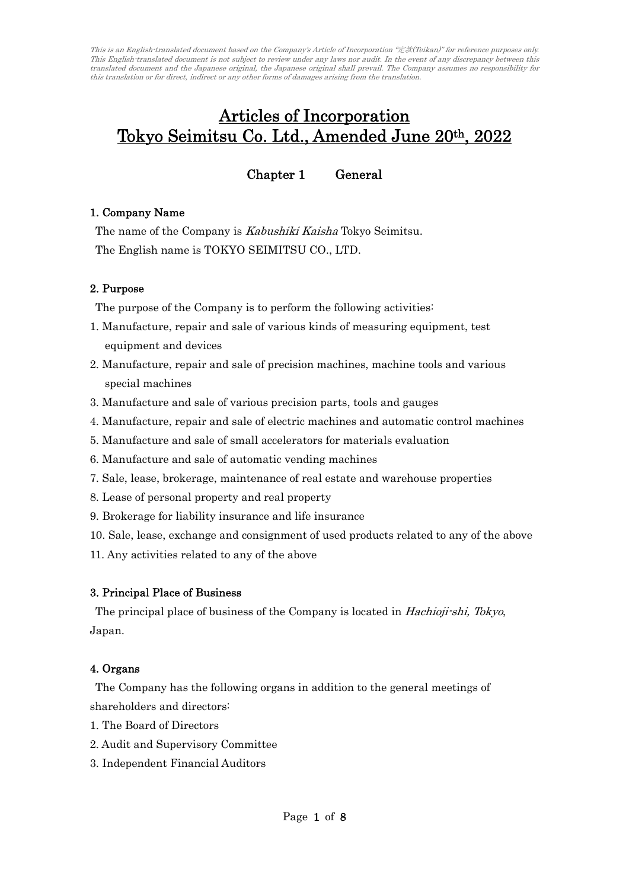*This is an English-translated document based on the Company's Article of Incorporation "定款(Teikan)" for reference purposes only. This English-translated document is not subject to review under any laws nor audit. In the event of any discrepancy between this translated document and the Japanese original, the Japanese original shall prevail. The Company assumes no responsibility for this translation or for direct, indirect or any other forms of damages arising from the translation.*

# Articles of Incorporation
# Tokyo Seimitsu Co. Ltd., Amended June 20th, 2022

## Chapter 1 General

### 1. Company Name

The name of the Company is *Kabushiki Kaisha* Tokyo Seimitsu.
The English name is TOKYO SEIMITSU CO., LTD.

### 2. Purpose

The purpose of the Company is to perform the following activities:

1. Manufacture, repair and sale of various kinds of measuring equipment, test equipment and devices
2. Manufacture, repair and sale of precision machines, machine tools and various special machines
3. Manufacture and sale of various precision parts, tools and gauges
4. Manufacture, repair and sale of electric machines and automatic control machines
5. Manufacture and sale of small accelerators for materials evaluation
6. Manufacture and sale of automatic vending machines
7. Sale, lease, brokerage, maintenance of real estate and warehouse properties
8. Lease of personal property and real property
9. Brokerage for liability insurance and life insurance
10. Sale, lease, exchange and consignment of used products related to any of the above
11. Any activities related to any of the above

### 3. Principal Place of Business

The principal place of business of the Company is located in *Hachioji-shi, Tokyo*, Japan.

### 4. Organs

The Company has the following organs in addition to the general meetings of shareholders and directors:

1. The Board of Directors
2. Audit and Supervisory Committee
3. Independent Financial Auditors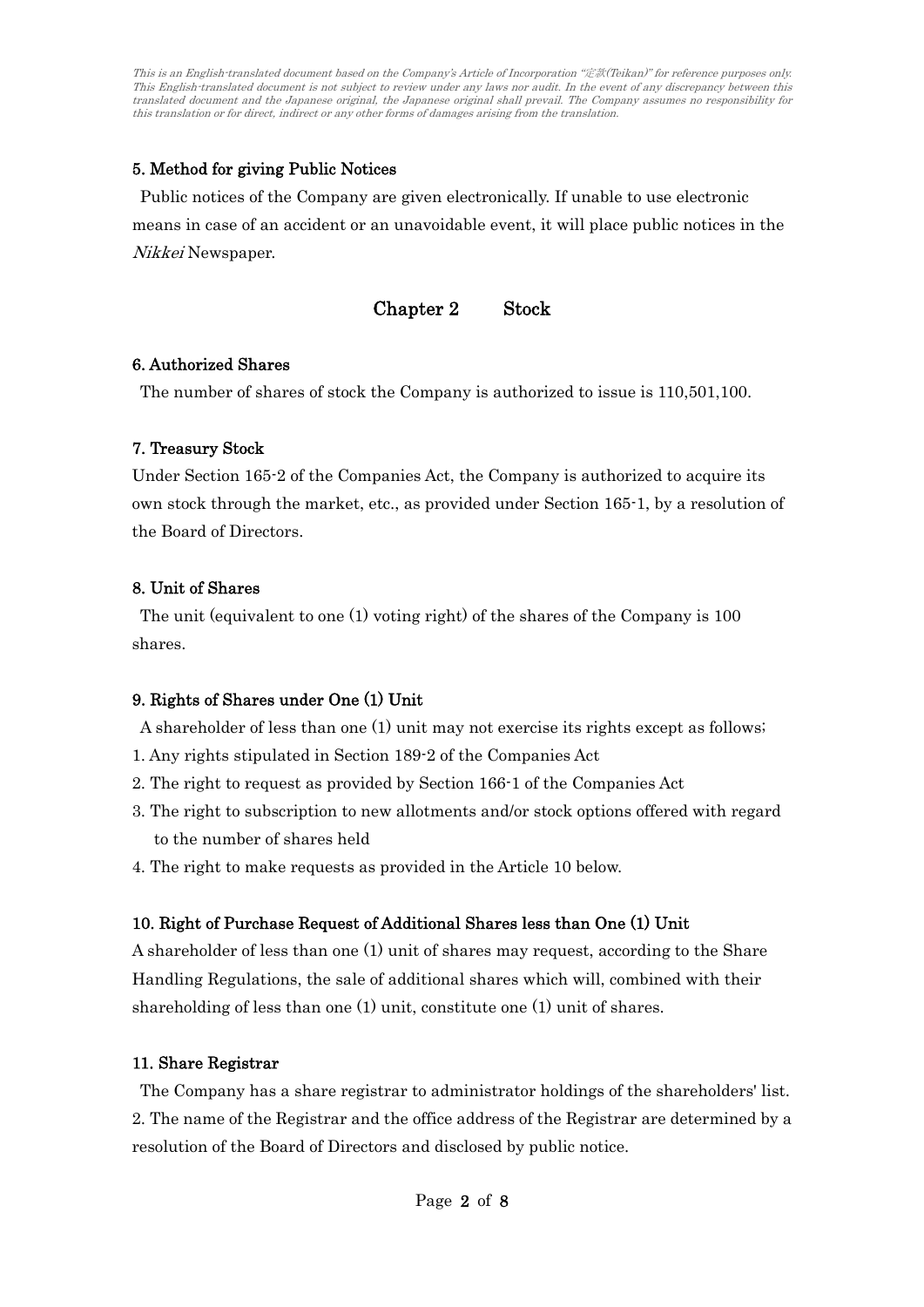*This is an English-translated document based on the Company's Article of Incorporation "定款(Teikan)" for reference purposes only. This English-translated document is not subject to review under any laws nor audit. In the event of any discrepancy between this translated document and the Japanese original, the Japanese original shall prevail. The Company assumes no responsibility for this translation or for direct, indirect or any other forms of damages arising from the translation.*

### 5. Method for giving Public Notices

Public notices of the Company are given electronically. If unable to use electronic means in case of an accident or an unavoidable event, it will place public notices in the *Nikkei* Newspaper.

## Chapter 2 Stock

### 6. Authorized Shares

The number of shares of stock the Company is authorized to issue is 110,501,100.

### 7. Treasury Stock

Under Section 165-2 of the Companies Act, the Company is authorized to acquire its own stock through the market, etc., as provided under Section 165-1, by a resolution of the Board of Directors.

### 8. Unit of Shares

The unit (equivalent to one (1) voting right) of the shares of the Company is 100 shares.

### 9. Rights of Shares under One (1) Unit

A shareholder of less than one (1) unit may not exercise its rights except as follows;

1. Any rights stipulated in Section 189-2 of the Companies Act
2. The right to request as provided by Section 166-1 of the Companies Act
3. The right to subscription to new allotments and/or stock options offered with regard to the number of shares held
4. The right to make requests as provided in the Article 10 below.

### 10. Right of Purchase Request of Additional Shares less than One (1) Unit

A shareholder of less than one (1) unit of shares may request, according to the Share Handling Regulations, the sale of additional shares which will, combined with their shareholding of less than one (1) unit, constitute one (1) unit of shares.

### 11. Share Registrar

The Company has a share registrar to administrator holdings of the shareholders' list.

2. The name of the Registrar and the office address of the Registrar are determined by a resolution of the Board of Directors and disclosed by public notice.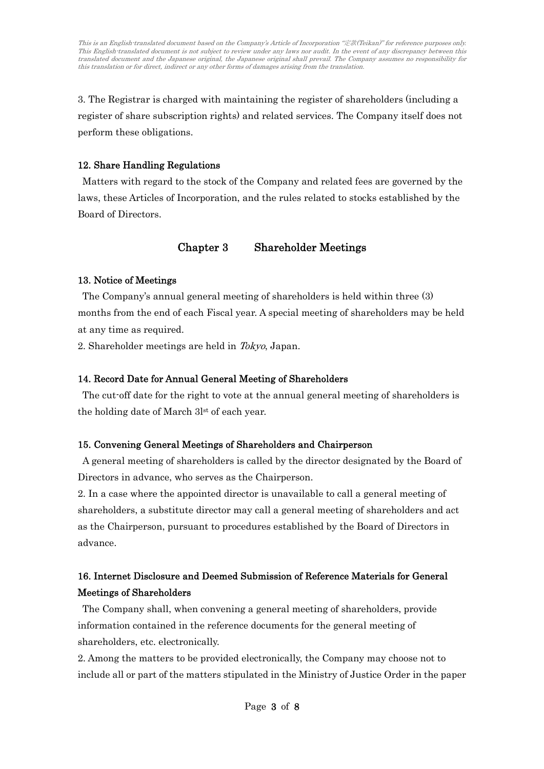3. The Registrar is charged with maintaining the register of shareholders (including a register of share subscription rights) and related services. The Company itself does not perform these obligations.

#### 12. Share Handling Regulations

Matters with regard to the stock of the Company and related fees are governed by the laws, these Articles of Incorporation, and the rules related to stocks established by the Board of Directors.

## Chapter 3 Shareholder Meetings

#### 13. Notice of Meetings

The Company's annual general meeting of shareholders is held within three (3) months from the end of each Fiscal year. A special meeting of shareholders may be held at any time as required.

2. Shareholder meetings are held in *Tokyo*, Japan.

#### 14. Record Date for Annual General Meeting of Shareholders

The cut-off date for the right to vote at the annual general meeting of shareholders is the holding date of March 31st of each year.

#### 15. Convening General Meetings of Shareholders and Chairperson

A general meeting of shareholders is called by the director designated by the Board of Directors in advance, who serves as the Chairperson.

2. In a case where the appointed director is unavailable to call a general meeting of shareholders, a substitute director may call a general meeting of shareholders and act as the Chairperson, pursuant to procedures established by the Board of Directors in advance.

#### 16. Internet Disclosure and Deemed Submission of Reference Materials for General Meetings of Shareholders

The Company shall, when convening a general meeting of shareholders, provide information contained in the reference documents for the general meeting of shareholders, etc. electronically.

2. Among the matters to be provided electronically, the Company may choose not to include all or part of the matters stipulated in the Ministry of Justice Order in the paper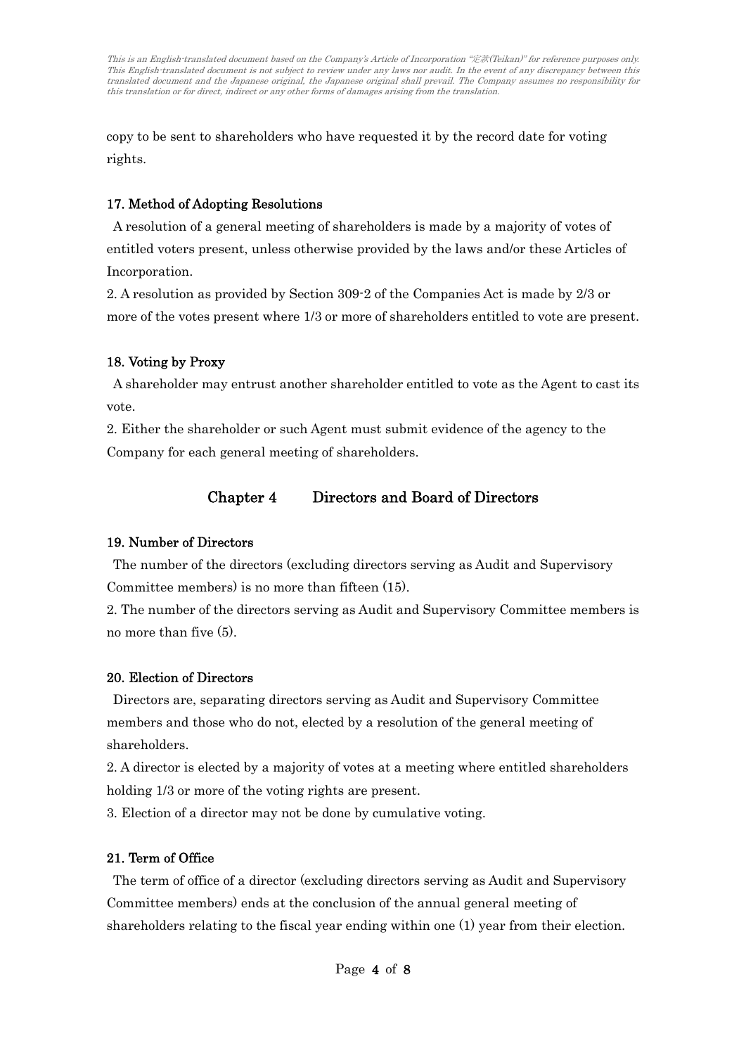copy to be sent to shareholders who have requested it by the record date for voting rights.

### 17. Method of Adopting Resolutions

A resolution of a general meeting of shareholders is made by a majority of votes of entitled voters present, unless otherwise provided by the laws and/or these Articles of Incorporation.

2. A resolution as provided by Section 309-2 of the Companies Act is made by 2/3 or more of the votes present where 1/3 or more of shareholders entitled to vote are present.

### 18. Voting by Proxy

A shareholder may entrust another shareholder entitled to vote as the Agent to cast its vote.

2. Either the shareholder or such Agent must submit evidence of the agency to the Company for each general meeting of shareholders.

## Chapter 4 Directors and Board of Directors

### 19. Number of Directors

The number of the directors (excluding directors serving as Audit and Supervisory Committee members) is no more than fifteen (15).

2. The number of the directors serving as Audit and Supervisory Committee members is no more than five (5).

### 20. Election of Directors

Directors are, separating directors serving as Audit and Supervisory Committee members and those who do not, elected by a resolution of the general meeting of shareholders.

2. A director is elected by a majority of votes at a meeting where entitled shareholders holding 1/3 or more of the voting rights are present.

3. Election of a director may not be done by cumulative voting.

### 21. Term of Office

The term of office of a director (excluding directors serving as Audit and Supervisory Committee members) ends at the conclusion of the annual general meeting of shareholders relating to the fiscal year ending within one (1) year from their election.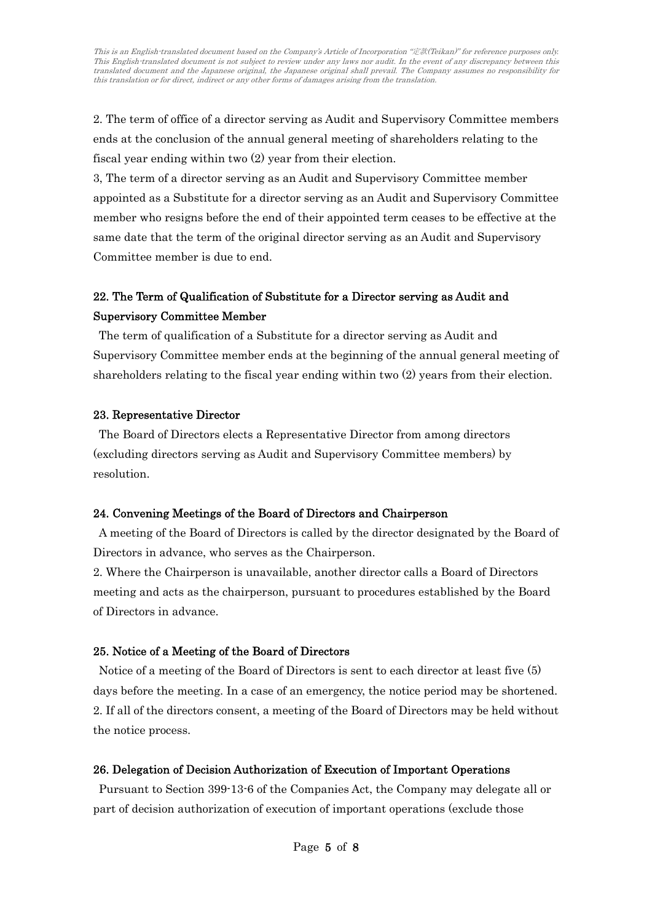*This is an English-translated document based on the Company's Article of Incorporation "定款(Teikan)" for reference purposes only. This English-translated document is not subject to review under any laws nor audit. In the event of any discrepancy between this translated document and the Japanese original, the Japanese original shall prevail. The Company assumes no responsibility for this translation or for direct, indirect or any other forms of damages arising from the translation.*

2. The term of office of a director serving as Audit and Supervisory Committee members ends at the conclusion of the annual general meeting of shareholders relating to the fiscal year ending within two (2) year from their election.

3, The term of a director serving as an Audit and Supervisory Committee member appointed as a Substitute for a director serving as an Audit and Supervisory Committee member who resigns before the end of their appointed term ceases to be effective at the same date that the term of the original director serving as an Audit and Supervisory Committee member is due to end.

### 22. The Term of Qualification of Substitute for a Director serving as Audit and Supervisory Committee Member

The term of qualification of a Substitute for a director serving as Audit and Supervisory Committee member ends at the beginning of the annual general meeting of shareholders relating to the fiscal year ending within two (2) years from their election.

### 23. Representative Director

The Board of Directors elects a Representative Director from among directors (excluding directors serving as Audit and Supervisory Committee members) by resolution.

### 24. Convening Meetings of the Board of Directors and Chairperson

A meeting of the Board of Directors is called by the director designated by the Board of Directors in advance, who serves as the Chairperson.

2. Where the Chairperson is unavailable, another director calls a Board of Directors meeting and acts as the chairperson, pursuant to procedures established by the Board of Directors in advance.

### 25. Notice of a Meeting of the Board of Directors

Notice of a meeting of the Board of Directors is sent to each director at least five (5) days before the meeting. In a case of an emergency, the notice period may be shortened.

2. If all of the directors consent, a meeting of the Board of Directors may be held without the notice process.

### 26. Delegation of Decision Authorization of Execution of Important Operations

Pursuant to Section 399-13-6 of the Companies Act, the Company may delegate all or part of decision authorization of execution of important operations (exclude those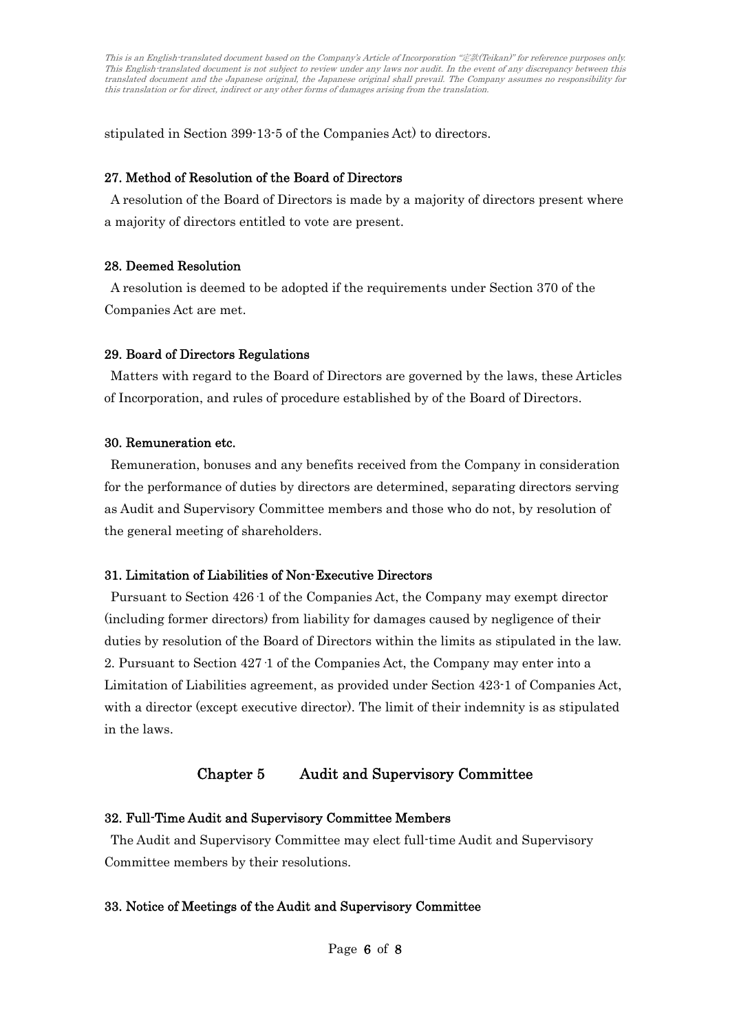stipulated in Section 399-13-5 of the Companies Act) to directors.

### 27. Method of Resolution of the Board of Directors

A resolution of the Board of Directors is made by a majority of directors present where a majority of directors entitled to vote are present.

### 28. Deemed Resolution

A resolution is deemed to be adopted if the requirements under Section 370 of the Companies Act are met.

### 29. Board of Directors Regulations

Matters with regard to the Board of Directors are governed by the laws, these Articles of Incorporation, and rules of procedure established by of the Board of Directors.

### 30. Remuneration etc.

Remuneration, bonuses and any benefits received from the Company in consideration for the performance of duties by directors are determined, separating directors serving as Audit and Supervisory Committee members and those who do not, by resolution of the general meeting of shareholders.

### 31. Limitation of Liabilities of Non-Executive Directors

Pursuant to Section 426-1 of the Companies Act, the Company may exempt director (including former directors) from liability for damages caused by negligence of their duties by resolution of the Board of Directors within the limits as stipulated in the law.
2. Pursuant to Section 427-1 of the Companies Act, the Company may enter into a Limitation of Liabilities agreement, as provided under Section 423-1 of Companies Act, with a director (except executive director). The limit of their indemnity is as stipulated in the laws.

## Chapter 5 Audit and Supervisory Committee

### 32. Full-Time Audit and Supervisory Committee Members

The Audit and Supervisory Committee may elect full-time Audit and Supervisory Committee members by their resolutions.

### 33. Notice of Meetings of the Audit and Supervisory Committee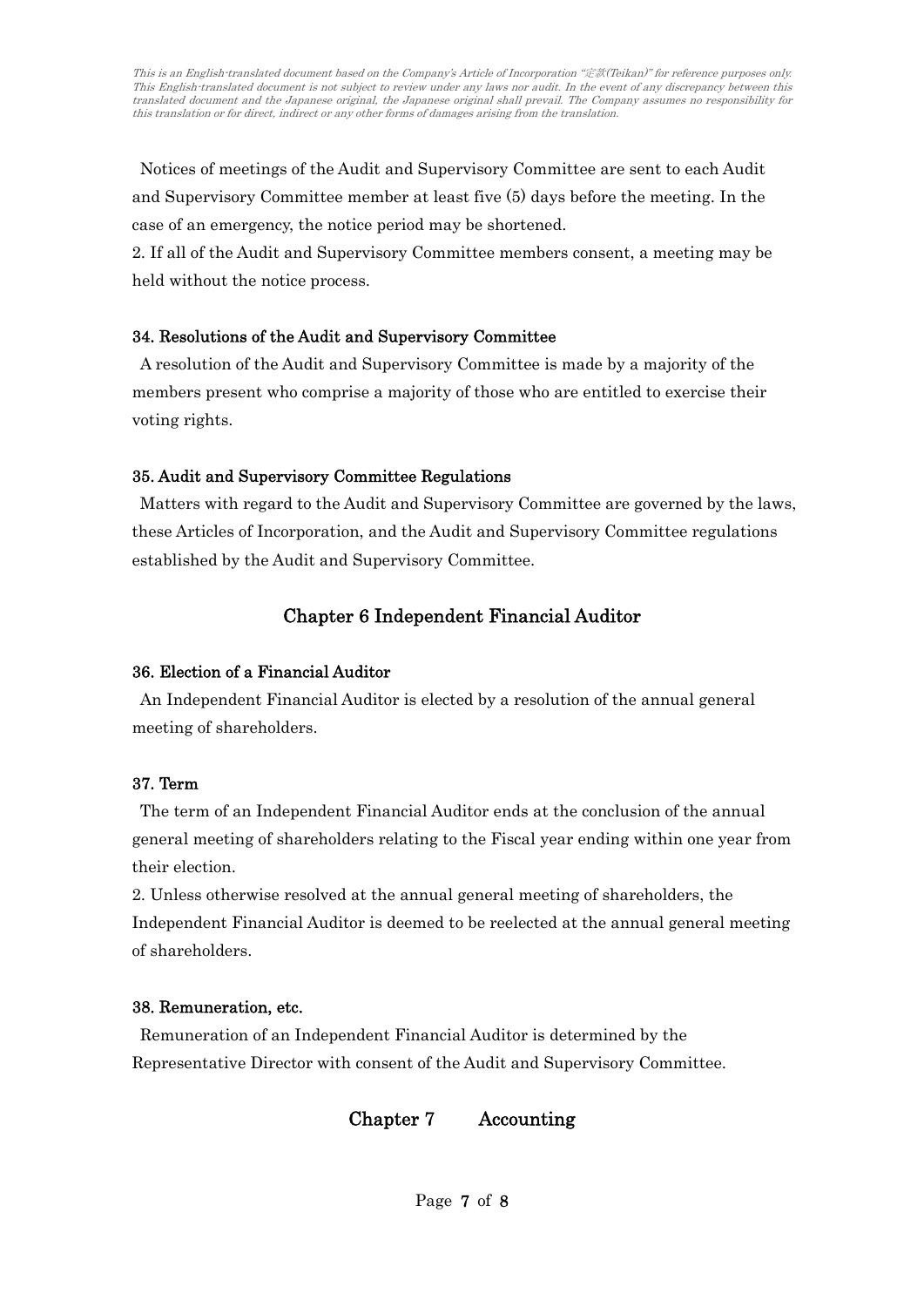Notices of meetings of the Audit and Supervisory Committee are sent to each Audit and Supervisory Committee member at least five (5) days before the meeting. In the case of an emergency, the notice period may be shortened.

2. If all of the Audit and Supervisory Committee members consent, a meeting may be held without the notice process.

### 34. Resolutions of the Audit and Supervisory Committee

A resolution of the Audit and Supervisory Committee is made by a majority of the members present who comprise a majority of those who are entitled to exercise their voting rights.

### 35. Audit and Supervisory Committee Regulations

Matters with regard to the Audit and Supervisory Committee are governed by the laws, these Articles of Incorporation, and the Audit and Supervisory Committee regulations established by the Audit and Supervisory Committee.

## Chapter 6 Independent Financial Auditor

### 36. Election of a Financial Auditor

An Independent Financial Auditor is elected by a resolution of the annual general meeting of shareholders.

### 37. Term

The term of an Independent Financial Auditor ends at the conclusion of the annual general meeting of shareholders relating to the Fiscal year ending within one year from their election.

2. Unless otherwise resolved at the annual general meeting of shareholders, the Independent Financial Auditor is deemed to be reelected at the annual general meeting of shareholders.

### 38. Remuneration, etc.

Remuneration of an Independent Financial Auditor is determined by the Representative Director with consent of the Audit and Supervisory Committee.

## Chapter 7 Accounting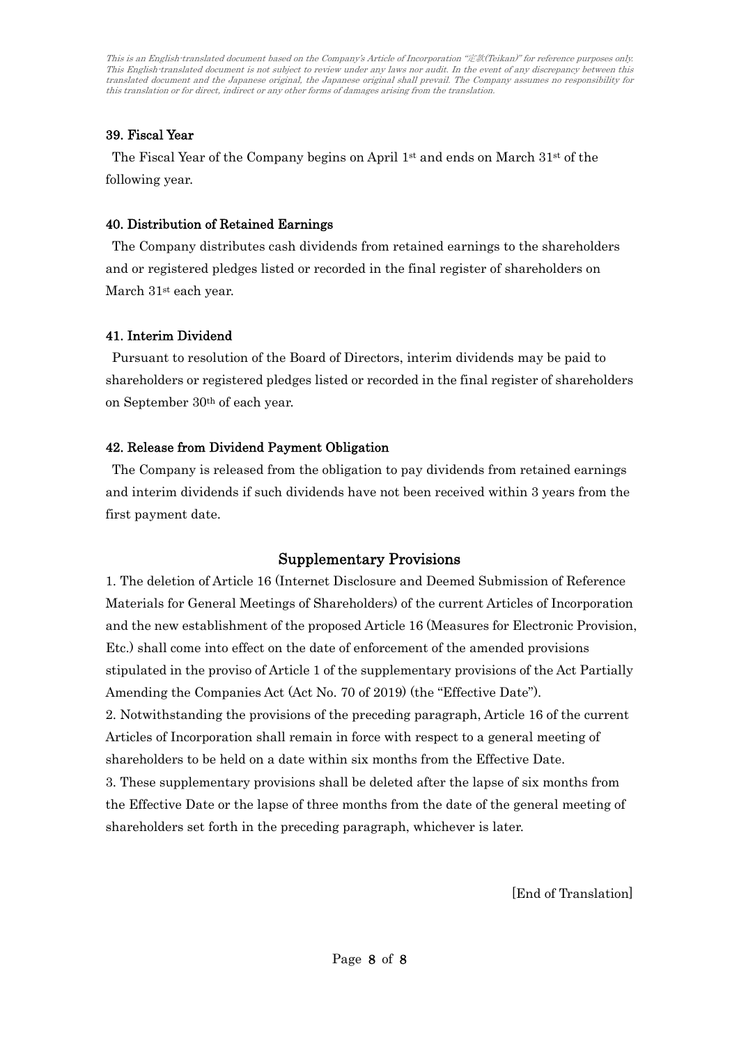*This is an English-translated document based on the Company's Article of Incorporation "定款(Teikan)" for reference purposes only. This English-translated document is not subject to review under any laws nor audit. In the event of any discrepancy between this translated document and the Japanese original, the Japanese original shall prevail. The Company assumes no responsibility for this translation or for direct, indirect or any other forms of damages arising from the translation.*

### 39. Fiscal Year

The Fiscal Year of the Company begins on April 1st and ends on March 31st of the following year.

### 40. Distribution of Retained Earnings

The Company distributes cash dividends from retained earnings to the shareholders and or registered pledges listed or recorded in the final register of shareholders on March 31st each year.

### 41. Interim Dividend

Pursuant to resolution of the Board of Directors, interim dividends may be paid to shareholders or registered pledges listed or recorded in the final register of shareholders on September 30th of each year.

### 42. Release from Dividend Payment Obligation

The Company is released from the obligation to pay dividends from retained earnings and interim dividends if such dividends have not been received within 3 years from the first payment date.

## Supplementary Provisions

1. The deletion of Article 16 (Internet Disclosure and Deemed Submission of Reference Materials for General Meetings of Shareholders) of the current Articles of Incorporation and the new establishment of the proposed Article 16 (Measures for Electronic Provision, Etc.) shall come into effect on the date of enforcement of the amended provisions stipulated in the proviso of Article 1 of the supplementary provisions of the Act Partially Amending the Companies Act (Act No. 70 of 2019) (the "Effective Date").
2. Notwithstanding the provisions of the preceding paragraph, Article 16 of the current Articles of Incorporation shall remain in force with respect to a general meeting of shareholders to be held on a date within six months from the Effective Date.
3. These supplementary provisions shall be deleted after the lapse of six months from the Effective Date or the lapse of three months from the date of the general meeting of shareholders set forth in the preceding paragraph, whichever is later.

[End of Translation]